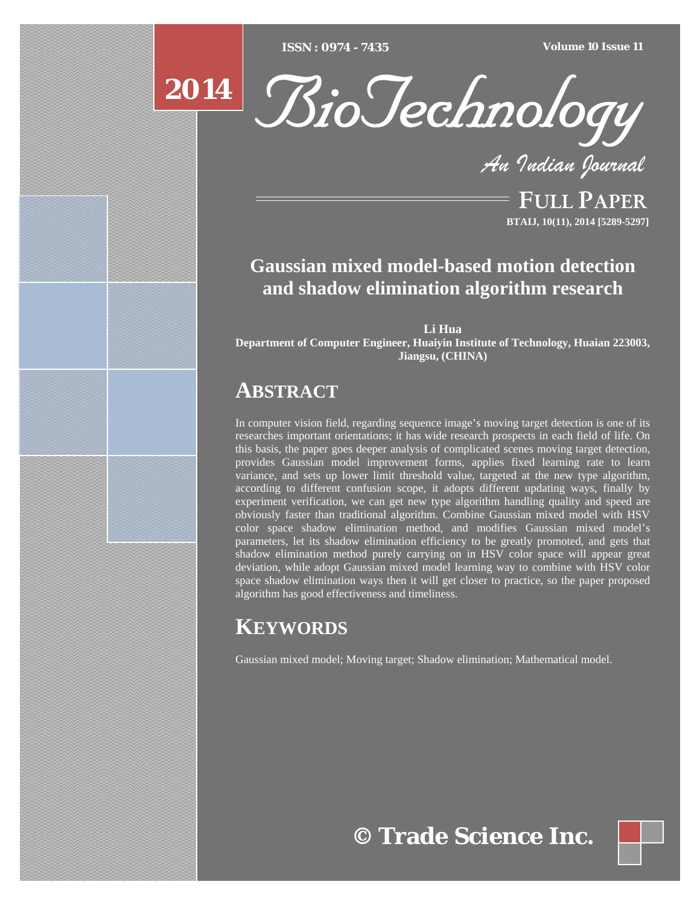ISSN : 0974 - 7435

Volume 10 Issue 11

2014

# BioTechnology

*An Indian Journal*

FULL PAPER

BTAIJ, 10(11), 2014 [5289-5297]

# Gaussian mixed model-based motion detection and shadow elimination algorithm research

**Li Hua**

**Department of Computer Engineer, Huaiyin Institute of Technology, Huaian 223003, Jiangsu, (CHINA)**

## ABSTRACT

In computer vision field, regarding sequence image's moving target detection is one of its researches important orientations; it has wide research prospects in each field of life. On this basis, the paper goes deeper analysis of complicated scenes moving target detection, provides Gaussian model improvement forms, applies fixed learning rate to learn variance, and sets up lower limit threshold value, targeted at the new type algorithm, according to different confusion scope, it adopts different updating ways, finally by experiment verification, we can get new type algorithm handling quality and speed are obviously faster than traditional algorithm. Combine Gaussian mixed model with HSV color space shadow elimination method, and modifies Gaussian mixed model's parameters, let its shadow elimination efficiency to be greatly promoted, and gets that shadow elimination method purely carrying on in HSV color space will appear great deviation, while adopt Gaussian mixed model learning way to combine with HSV color space shadow elimination ways then it will get closer to practice, so the paper proposed algorithm has good effectiveness and timeliness.

## KEYWORDS

Gaussian mixed model; Moving target; Shadow elimination; Mathematical model.

© Trade Science Inc.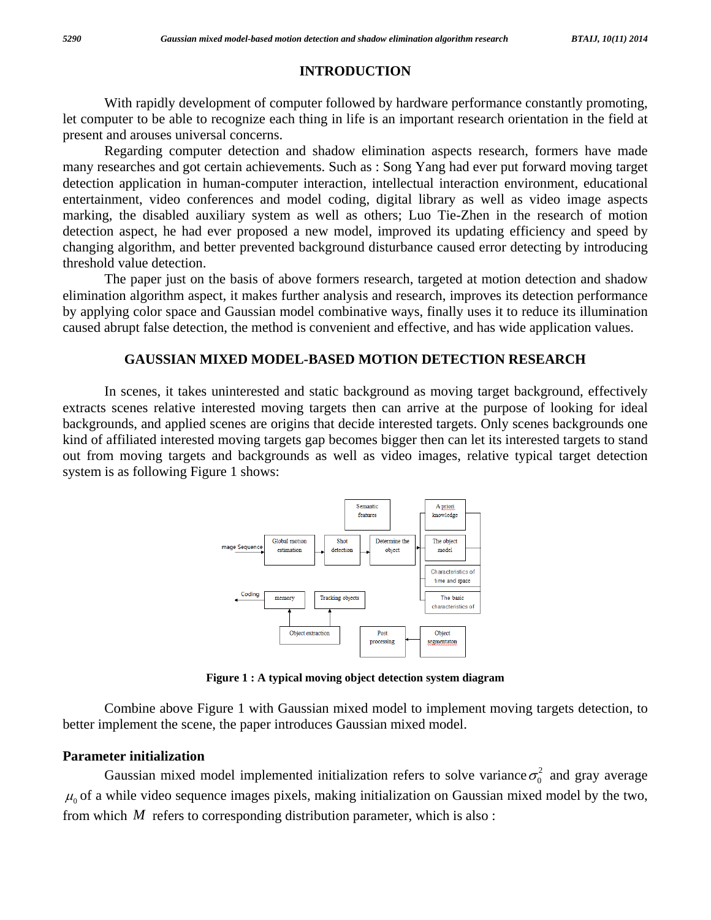## INTRODUCTION

With rapidly development of computer followed by hardware performance constantly promoting, let computer to be able to recognize each thing in life is an important research orientation in the field at present and arouses universal concerns.

Regarding computer detection and shadow elimination aspects research, formers have made many researches and got certain achievements. Such as : Song Yang had ever put forward moving target detection application in human-computer interaction, intellectual interaction environment, educational entertainment, video conferences and model coding, digital library as well as video image aspects marking, the disabled auxiliary system as well as others; Luo Tie-Zhen in the research of motion detection aspect, he had ever proposed a new model, improved its updating efficiency and speed by changing algorithm, and better prevented background disturbance caused error detecting by introducing threshold value detection.

The paper just on the basis of above formers research, targeted at motion detection and shadow elimination algorithm aspect, it makes further analysis and research, improves its detection performance by applying color space and Gaussian model combinative ways, finally uses it to reduce its illumination caused abrupt false detection, the method is convenient and effective, and has wide application values.

## GAUSSIAN MIXED MODEL-BASED MOTION DETECTION RESEARCH

In scenes, it takes uninterested and static background as moving target background, effectively extracts scenes relative interested moving targets then can arrive at the purpose of looking for ideal backgrounds, and applied scenes are origins that decide interested targets. Only scenes backgrounds one kind of affiliated interested moving targets gap becomes bigger then can let its interested targets to stand out from moving targets and backgrounds as well as video images, relative typical target detection system is as following Figure 1 shows:

**Figure 1 : A typical moving object detection system diagram**

Combine above Figure 1 with Gaussian mixed model to implement moving targets detection, to better implement the scene, the paper introduces Gaussian mixed model.

### Parameter initialization

Gaussian mixed model implemented initialization refers to solve variance $\sigma_0^2$ and gray average $\mu_0$ of a while video sequence images pixels, making initialization on Gaussian mixed model by the two, from which $M$ refers to corresponding distribution parameter, which is also :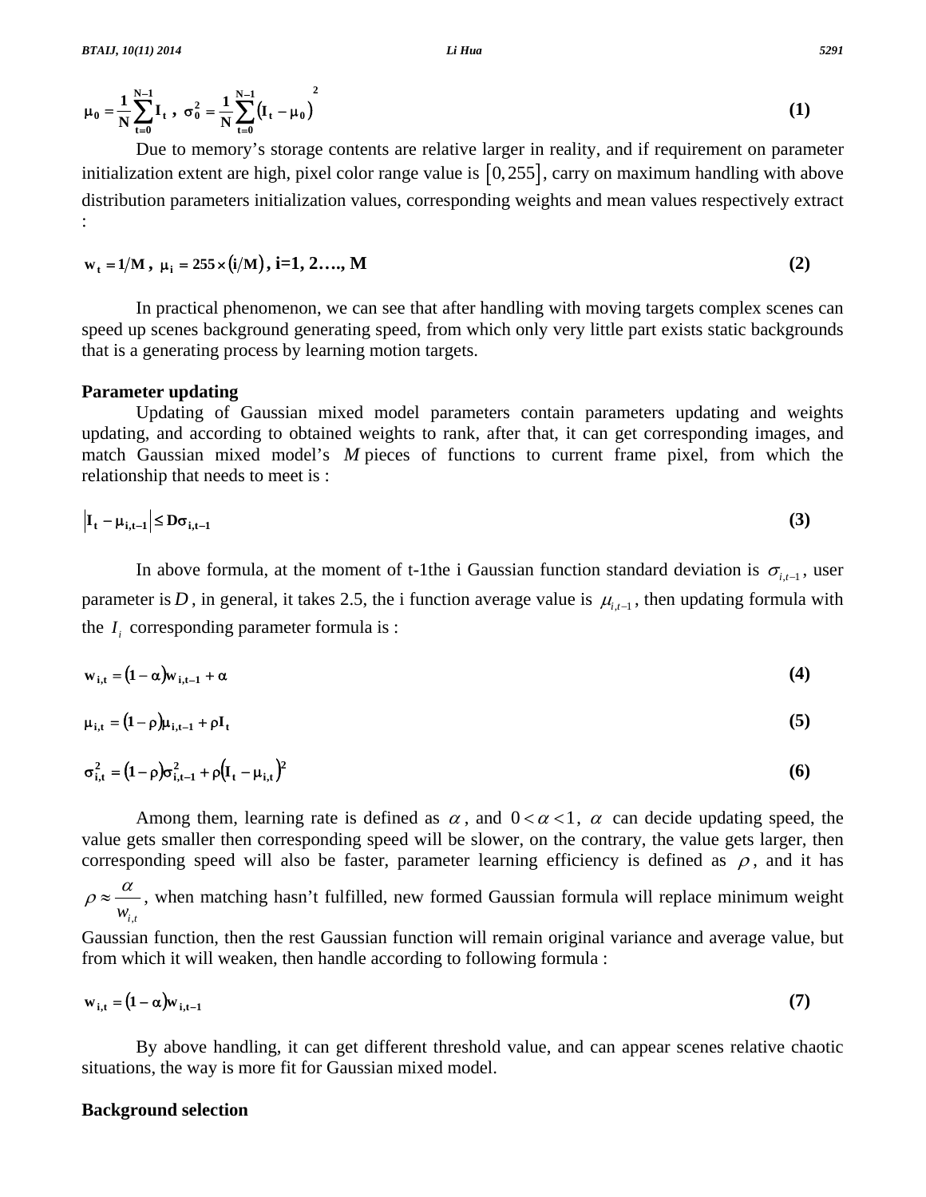$$\mu_0 = \frac{1}{N}\sum_{t=0}^{N-1} I_t \ , \ \sigma_0^2 = \frac{1}{N}\sum_{t=0}^{N-1}\left(I_t - \mu_0\right)^2 \tag{1}$$

Due to memory's storage contents are relative larger in reality, and if requirement on parameter initialization extent are high, pixel color range value is $[0, 255]$, carry on maximum handling with above distribution parameters initialization values, corresponding weights and mean values respectively extract :

$$w_t = 1/M \ , \ \mu_i = 255 \times (i/M) \ , \ i=1, 2\ldots., M \tag{2}$$

In practical phenomenon, we can see that after handling with moving targets complex scenes can speed up scenes background generating speed, from which only very little part exists static backgrounds that is a generating process by learning motion targets.

**Parameter updating**

Updating of Gaussian mixed model parameters contain parameters updating and weights updating, and according to obtained weights to rank, after that, it can get corresponding images, and match Gaussian mixed model's $M$ pieces of functions to current frame pixel, from which the relationship that needs to meet is :

$$\left|I_t - \mu_{i,t-1}\right| \le D\sigma_{i,t-1} \tag{3}$$

In above formula, at the moment of t-1the i Gaussian function standard deviation is $\sigma_{i,t-1}$, user parameter is $D$, in general, it takes 2.5, the i function average value is $\mu_{i,t-1}$, then updating formula with the $I_i$ corresponding parameter formula is :

$$w_{i,t} = (1-\alpha)w_{i,t-1} + \alpha \tag{4}$$

$$\mu_{i,t} = (1-\rho)\mu_{i,t-1} + \rho I_t \tag{5}$$

$$\sigma_{i,t}^2 = (1-\rho)\sigma_{i,t-1}^2 + \rho\left(I_t - \mu_{i,t}\right)^2 \tag{6}$$

Among them, learning rate is defined as $\alpha$, and $0 < \alpha < 1$, $\alpha$ can decide updating speed, the value gets smaller then corresponding speed will be slower, on the contrary, the value gets larger, then corresponding speed will also be faster, parameter learning efficiency is defined as $\rho$, and it has $\rho \approx \frac{\alpha}{w_{i,t}}$, when matching hasn't fulfilled, new formed Gaussian formula will replace minimum weight Gaussian function, then the rest Gaussian function will remain original variance and average value, but from which it will weaken, then handle according to following formula :

$$w_{i,t} = (1-\alpha)w_{i,t-1} \tag{7}$$

By above handling, it can get different threshold value, and can appear scenes relative chaotic situations, the way is more fit for Gaussian mixed model.

**Background selection**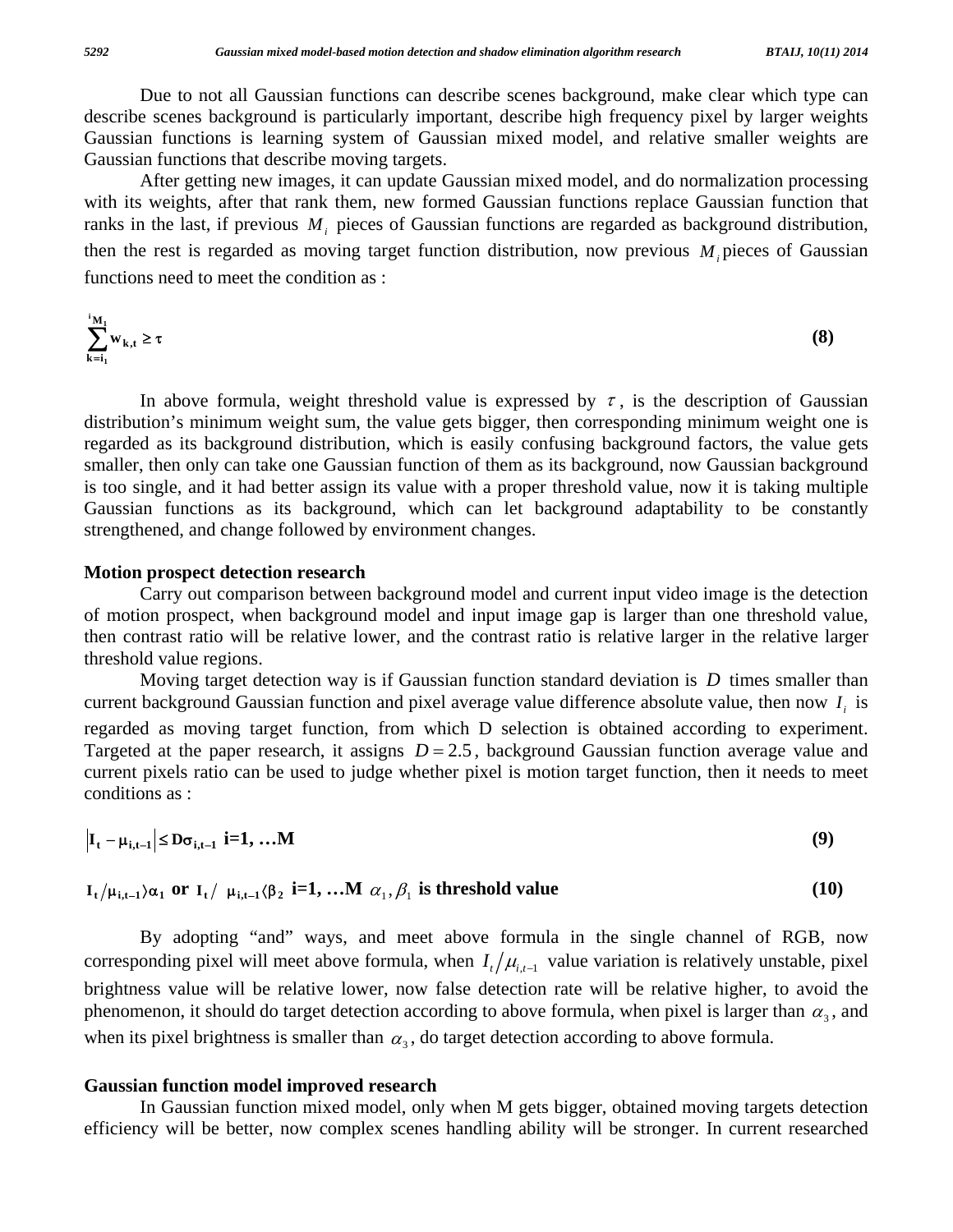Due to not all Gaussian functions can describe scenes background, make clear which type can describe scenes background is particularly important, describe high frequency pixel by larger weights Gaussian functions is learning system of Gaussian mixed model, and relative smaller weights are Gaussian functions that describe moving targets.

After getting new images, it can update Gaussian mixed model, and do normalization processing with its weights, after that rank them, new formed Gaussian functions replace Gaussian function that ranks in the last, if previous $M_i$ pieces of Gaussian functions are regarded as background distribution, then the rest is regarded as moving target function distribution, now previous $M_i$ pieces of Gaussian functions need to meet the condition as :

$$\sum_{k=i_1}^{i_{M_1}} w_{k,t} \geq \tau \quad (8)$$

In above formula, weight threshold value is expressed by $\tau$, is the description of Gaussian distribution's minimum weight sum, the value gets bigger, then corresponding minimum weight one is regarded as its background distribution, which is easily confusing background factors, the value gets smaller, then only can take one Gaussian function of them as its background, now Gaussian background is too single, and it had better assign its value with a proper threshold value, now it is taking multiple Gaussian functions as its background, which can let background adaptability to be constantly strengthened, and change followed by environment changes.

## Motion prospect detection research

Carry out comparison between background model and current input video image is the detection of motion prospect, when background model and input image gap is larger than one threshold value, then contrast ratio will be relative lower, and the contrast ratio is relative larger in the relative larger threshold value regions.

Moving target detection way is if Gaussian function standard deviation is $D$ times smaller than current background Gaussian function and pixel average value difference absolute value, then now $I_i$ is regarded as moving target function, from which D selection is obtained according to experiment. Targeted at the paper research, it assigns $D = 2.5$, background Gaussian function average value and current pixels ratio can be used to judge whether pixel is motion target function, then it needs to meet conditions as :

$$\left|I_t - \mu_{i,t-1}\right| \leq D\sigma_{i,t-1} \quad i=1, \ldots M \quad (9)$$

$$I_t / \mu_{i,t-1} \rangle \alpha_1 \text{ or } I_t / \mu_{i,t-1} \langle \beta_2 \quad i=1, \ldots M \quad \alpha_1, \beta_1 \text{ is threshold value} \quad (10)$$

By adopting "and" ways, and meet above formula in the single channel of RGB, now corresponding pixel will meet above formula, when $I_t / \mu_{i,t-1}$ value variation is relatively unstable, pixel brightness value will be relative lower, now false detection rate will be relative higher, to avoid the phenomenon, it should do target detection according to above formula, when pixel is larger than $\alpha_3$, and when its pixel brightness is smaller than $\alpha_3$, do target detection according to above formula.

## Gaussian function model improved research

In Gaussian function mixed model, only when M gets bigger, obtained moving targets detection efficiency will be better, now complex scenes handling ability will be stronger. In current researched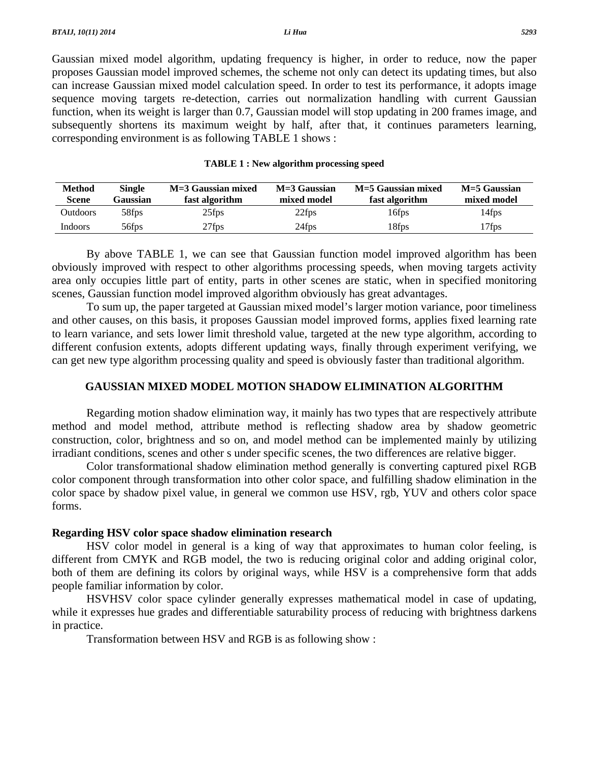Gaussian mixed model algorithm, updating frequency is higher, in order to reduce, now the paper proposes Gaussian model improved schemes, the scheme not only can detect its updating times, but also can increase Gaussian mixed model calculation speed. In order to test its performance, it adopts image sequence moving targets re-detection, carries out normalization handling with current Gaussian function, when its weight is larger than 0.7, Gaussian model will stop updating in 200 frames image, and subsequently shortens its maximum weight by half, after that, it continues parameters learning, corresponding environment is as following TABLE 1 shows :

**TABLE 1 : New algorithm processing speed**

| Method Scene | Single Gaussian | M=3 Gaussian mixed fast algorithm | M=3 Gaussian mixed model | M=5 Gaussian mixed fast algorithm | M=5 Gaussian mixed model |
|---|---|---|---|---|---|
| Outdoors | 58fps | 25fps | 22fps | 16fps | 14fps |
| Indoors | 56fps | 27fps | 24fps | 18fps | 17fps |

By above TABLE 1, we can see that Gaussian function model improved algorithm has been obviously improved with respect to other algorithms processing speeds, when moving targets activity area only occupies little part of entity, parts in other scenes are static, when in specified monitoring scenes, Gaussian function model improved algorithm obviously has great advantages.

To sum up, the paper targeted at Gaussian mixed model's larger motion variance, poor timeliness and other causes, on this basis, it proposes Gaussian model improved forms, applies fixed learning rate to learn variance, and sets lower limit threshold value, targeted at the new type algorithm, according to different confusion extents, adopts different updating ways, finally through experiment verifying, we can get new type algorithm processing quality and speed is obviously faster than traditional algorithm.

## GAUSSIAN MIXED MODEL MOTION SHADOW ELIMINATION ALGORITHM

Regarding motion shadow elimination way, it mainly has two types that are respectively attribute method and model method, attribute method is reflecting shadow area by shadow geometric construction, color, brightness and so on, and model method can be implemented mainly by utilizing irradiant conditions, scenes and other s under specific scenes, the two differences are relative bigger.

Color transformational shadow elimination method generally is converting captured pixel RGB color component through transformation into other color space, and fulfilling shadow elimination in the color space by shadow pixel value, in general we common use HSV, rgb, YUV and others color space forms.

### Regarding HSV color space shadow elimination research

HSV color model in general is a king of way that approximates to human color feeling, is different from CMYK and RGB model, the two is reducing original color and adding original color, both of them are defining its colors by original ways, while HSV is a comprehensive form that adds people familiar information by color.

HSVHSV color space cylinder generally expresses mathematical model in case of updating, while it expresses hue grades and differentiable saturability process of reducing with brightness darkens in practice.

Transformation between HSV and RGB is as following show :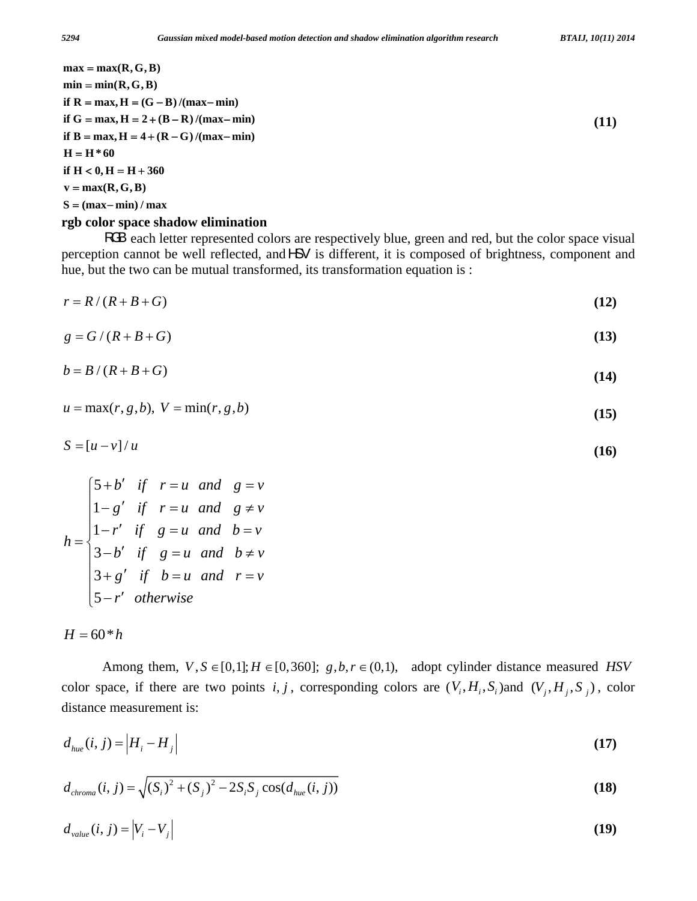$$
\begin{aligned}
&\mathbf{max = max(R, G, B)} \\
&\mathbf{min = min(R, G, B)} \\
&\mathbf{if\ R = max, H = (G - B)/(max - min)} \\
&\mathbf{if\ G = max, H = 2 + (B - R)/(max - min)} \\
&\mathbf{if\ B = max, H = 4 + (R - G)/(max - min)} \\
&\mathbf{H = H * 60} \\
&\mathbf{if\ H < 0, H = H + 360} \\
&\mathbf{v = max(R, G, B)} \\
&\mathbf{S = (max - min)/max}
\end{aligned}
\tag{11}
$$

## rgb color space shadow elimination

RGB each letter represented colors are respectively blue, green and red, but the color space visual perception cannot be well reflected, and HSV is different, it is composed of brightness, component and hue, but the two can be mutual transformed, its transformation equation is :

$$r = R/(R+B+G) \tag{12}$$

$$g = G/(R+B+G) \tag{13}$$

$$b = B/(R+B+G) \tag{14}$$

$$u = \max(r, g, b),\ V = \min(r, g, b) \tag{15}$$

$$S = [u - v]/u \tag{16}$$

$$
h = \begin{cases}
5 + b' & if \quad r = u \quad and \quad g = v \\
1 - g' & if \quad r = u \quad and \quad g \neq v \\
1 - r' & if \quad g = u \quad and \quad b = v \\
3 - b' & if \quad g = u \quad and \quad b \neq v \\
3 + g' & if \quad b = u \quad and \quad r = v \\
5 - r' & otherwise
\end{cases}
$$

$$H = 60 * h$$

Among them, $V, S \in [0,1]; H \in [0,360];\ g, b, r \in (0,1),$ adopt cylinder distance measured $HSV$ color space, if there are two points $i, j$, corresponding colors are $(V_i, H_i, S_i)$and $(V_j, H_j, S_j)$, color distance measurement is:

$$d_{hue}(i, j) = \left| H_i - H_j \right| \tag{17}$$

$$d_{chroma}(i, j) = \sqrt{(S_i)^2 + (S_j)^2 - 2S_i S_j \cos(d_{hue}(i, j))} \tag{18}$$

$$d_{value}(i, j) = \left| V_i - V_j \right| \tag{19}$$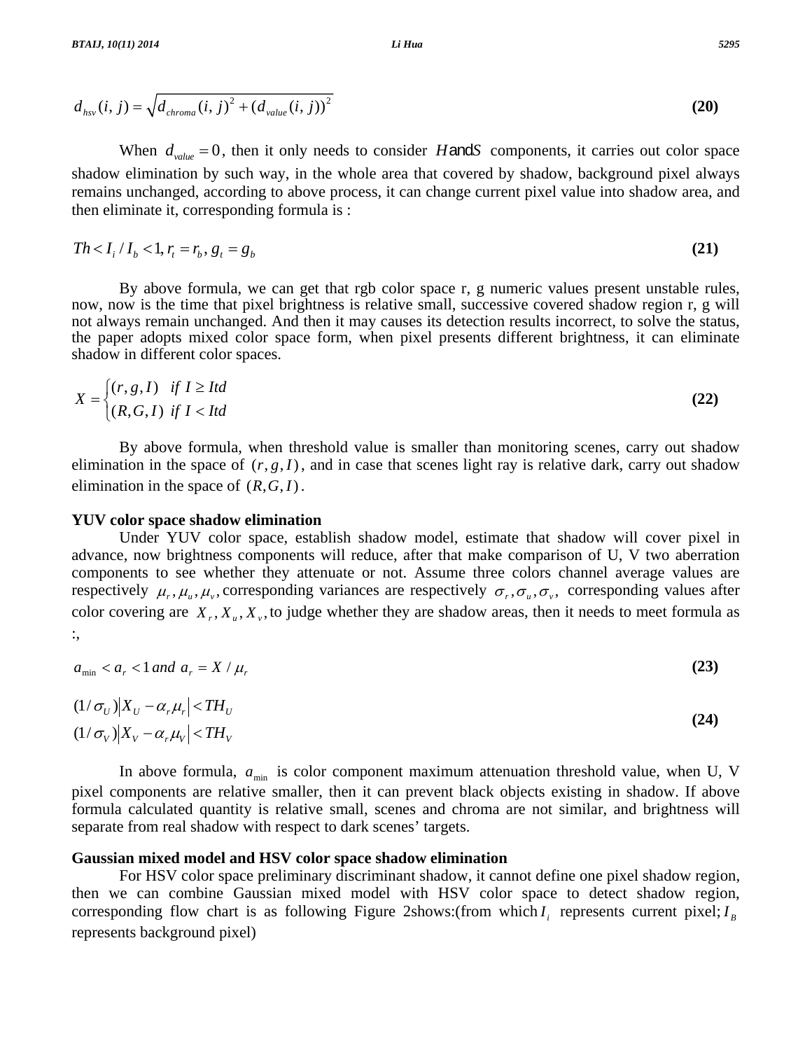$$d_{hsv}(i,j)=\sqrt{d_{chroma}(i,j)^2+(d_{value}(i,j))^2} \tag{20}$$

When $d_{value}=0$, then it only needs to consider $H$ and $S$ components, it carries out color space shadow elimination by such way, in the whole area that covered by shadow, background pixel always remains unchanged, according to above process, it can change current pixel value into shadow area, and then eliminate it, corresponding formula is :

$$Th<I_i/I_b<1, r_t=r_b, g_t=g_b \tag{21}$$

By above formula, we can get that rgb color space r, g numeric values present unstable rules, now, now is the time that pixel brightness is relative small, successive covered shadow region r, g will not always remain unchanged. And then it may causes its detection results incorrect, to solve the status, the paper adopts mixed color space form, when pixel presents different brightness, it can eliminate shadow in different color spaces.

$$X=\begin{cases}(r,g,I) & if\ I\geq Itd\\(R,G,I) & if\ I<Itd\end{cases} \tag{22}$$

By above formula, when threshold value is smaller than monitoring scenes, carry out shadow elimination in the space of $(r,g,I)$, and in case that scenes light ray is relative dark, carry out shadow elimination in the space of $(R,G,I)$.

**YUV color space shadow elimination**

Under YUV color space, establish shadow model, estimate that shadow will cover pixel in advance, now brightness components will reduce, after that make comparison of U, V two aberration components to see whether they attenuate or not. Assume three colors channel average values are respectively $\mu_r,\mu_u,\mu_v$, corresponding variances are respectively $\sigma_r,\sigma_u,\sigma_v$, corresponding values after color covering are $X_r,X_u,X_v$, to judge whether they are shadow areas, then it needs to meet formula as :,

$$a_{\min}<a_r<1\ and\ a_r=X/\mu_r \tag{23}$$

$$\begin{aligned}(1/\sigma_U)\left|X_U-\alpha_r\mu_r\right|<TH_U\\(1/\sigma_V)\left|X_V-\alpha_r\mu_V\right|<TH_V\end{aligned} \tag{24}$$

In above formula, $a_{\min}$ is color component maximum attenuation threshold value, when U, V pixel components are relative smaller, then it can prevent black objects existing in shadow. If above formula calculated quantity is relative small, scenes and chroma are not similar, and brightness will separate from real shadow with respect to dark scenes' targets.

**Gaussian mixed model and HSV color space shadow elimination**

For HSV color space preliminary discriminant shadow, it cannot define one pixel shadow region, then we can combine Gaussian mixed model with HSV color space to detect shadow region, corresponding flow chart is as following Figure 2shows:(from which $I_i$ represents current pixel; $I_B$ represents background pixel)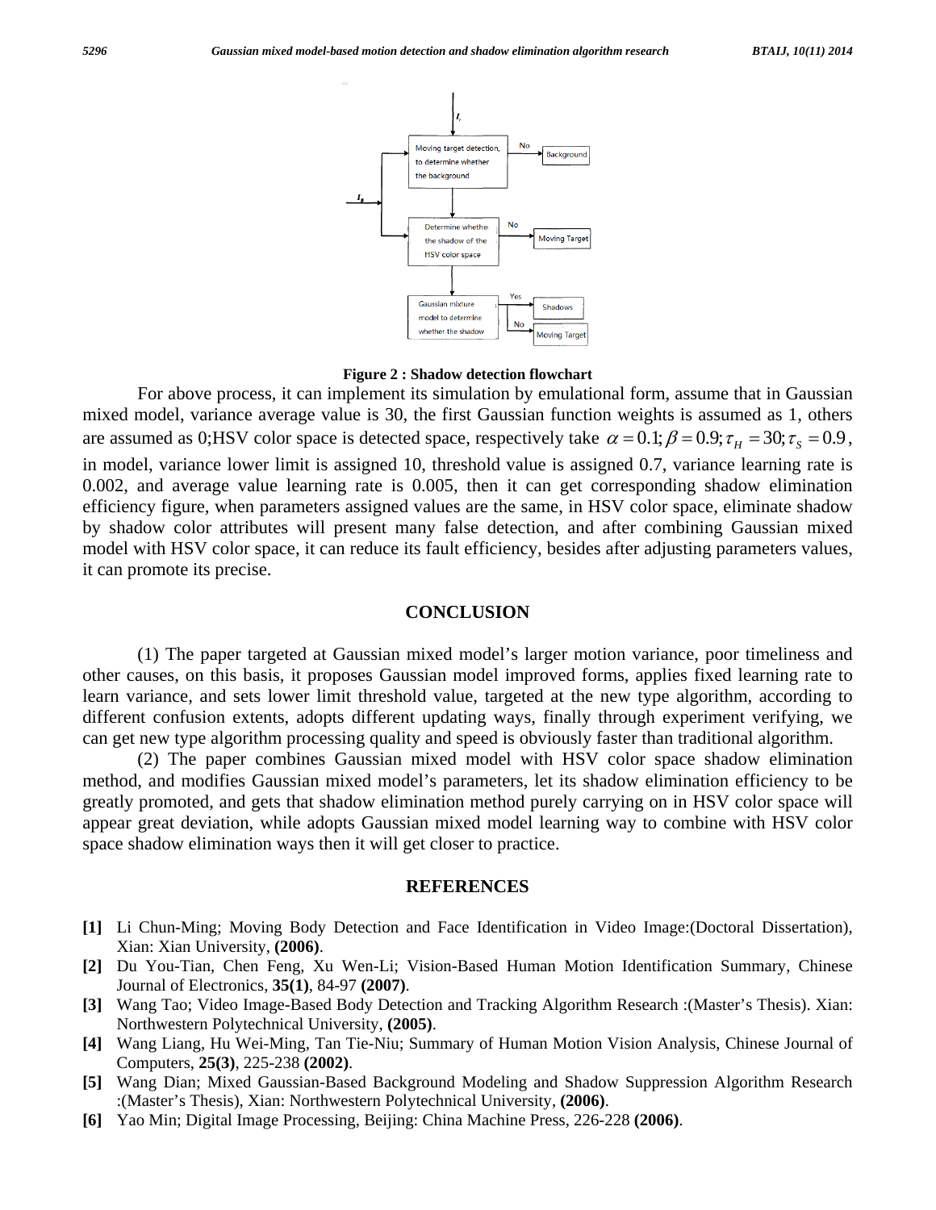Figure 2 : Shadow detection flowchart

For above process, it can implement its simulation by emulational form, assume that in Gaussian mixed model, variance average value is 30, the first Gaussian function weights is assumed as 1, others are assumed as 0;HSV color space is detected space, respectively take $\alpha = 0.1; \beta = 0.9; \tau_H = 30; \tau_S = 0.9$, in model, variance lower limit is assigned 10, threshold value is assigned 0.7, variance learning rate is 0.002, and average value learning rate is 0.005, then it can get corresponding shadow elimination efficiency figure, when parameters assigned values are the same, in HSV color space, eliminate shadow by shadow color attributes will present many false detection, and after combining Gaussian mixed model with HSV color space, it can reduce its fault efficiency, besides after adjusting parameters values, it can promote its precise.

## CONCLUSION

(1) The paper targeted at Gaussian mixed model's larger motion variance, poor timeliness and other causes, on this basis, it proposes Gaussian model improved forms, applies fixed learning rate to learn variance, and sets lower limit threshold value, targeted at the new type algorithm, according to different confusion extents, adopts different updating ways, finally through experiment verifying, we can get new type algorithm processing quality and speed is obviously faster than traditional algorithm.

(2) The paper combines Gaussian mixed model with HSV color space shadow elimination method, and modifies Gaussian mixed model's parameters, let its shadow elimination efficiency to be greatly promoted, and gets that shadow elimination method purely carrying on in HSV color space will appear great deviation, while adopts Gaussian mixed model learning way to combine with HSV color space shadow elimination ways then it will get closer to practice.

## REFERENCES

**[1]** Li Chun-Ming; Moving Body Detection and Face Identification in Video Image:(Doctoral Dissertation), Xian: Xian University, **(2006)**.

**[2]** Du You-Tian, Chen Feng, Xu Wen-Li; Vision-Based Human Motion Identification Summary, Chinese Journal of Electronics, **35(1)**, 84-97 **(2007)**.

**[3]** Wang Tao; Video Image-Based Body Detection and Tracking Algorithm Research :(Master's Thesis). Xian: Northwestern Polytechnical University, **(2005)**.

**[4]** Wang Liang, Hu Wei-Ming, Tan Tie-Niu; Summary of Human Motion Vision Analysis, Chinese Journal of Computers, **25(3)**, 225-238 **(2002)**.

**[5]** Wang Dian; Mixed Gaussian-Based Background Modeling and Shadow Suppression Algorithm Research :(Master's Thesis), Xian: Northwestern Polytechnical University, **(2006)**.

**[6]** Yao Min; Digital Image Processing, Beijing: China Machine Press, 226-228 **(2006)**.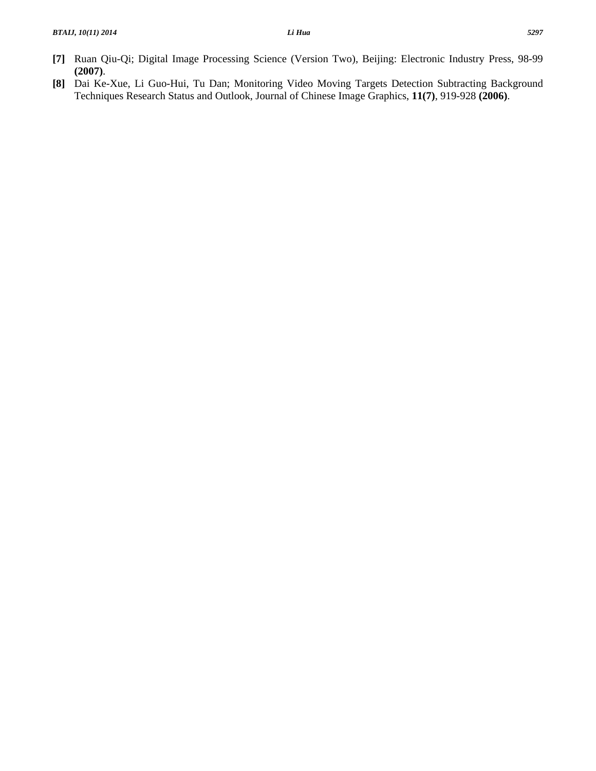**[7]** Ruan Qiu-Qi; Digital Image Processing Science (Version Two), Beijing: Electronic Industry Press, 98-99 **(2007)**.

**[8]** Dai Ke-Xue, Li Guo-Hui, Tu Dan; Monitoring Video Moving Targets Detection Subtracting Background Techniques Research Status and Outlook, Journal of Chinese Image Graphics, **11(7)**, 919-928 **(2006)**.